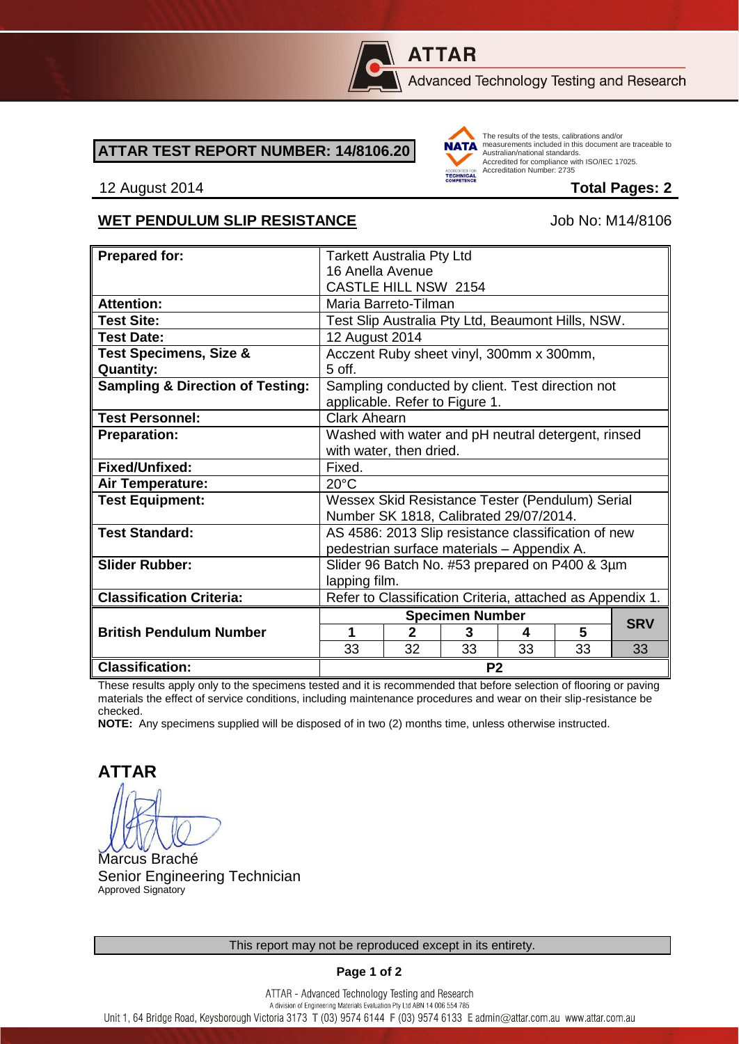**ATTAR**

Advanced Technology Testing and Research

## ATTAR TEST REPORT NUMBER: 14/8106.20

The results of the tests, calibrations and/or measurements included in this document are traceable to Australian/national standards.
Accredited for compliance with ISO/IEC 17025.
Accreditation Number: 2735

12 August 2014 **Total Pages: 2**

### WET PENDULUM SLIP RESISTANCE

Job No: M14/8106

| | | | | | | |
|---|---|---|---|---|---|---|
| **Prepared for:** | Tarkett Australia Pty Ltd<br>16 Anella Avenue<br>CASTLE HILL NSW 2154 | | | | | |
| **Attention:** | Maria Barreto-Tilman | | | | | |
| **Test Site:** | Test Slip Australia Pty Ltd, Beaumont Hills, NSW. | | | | | |
| **Test Date:** | 12 August 2014 | | | | | |
| **Test Specimens, Size & Quantity:** | Acczent Ruby sheet vinyl, 300mm x 300mm, 5 off. | | | | | |
| **Sampling & Direction of Testing:** | Sampling conducted by client. Test direction not applicable. Refer to Figure 1. | | | | | |
| **Test Personnel:** | Clark Ahearn | | | | | |
| **Preparation:** | Washed with water and pH neutral detergent, rinsed with water, then dried. | | | | | |
| **Fixed/Unfixed:** | Fixed. | | | | | |
| **Air Temperature:** | 20°C | | | | | |
| **Test Equipment:** | Wessex Skid Resistance Tester (Pendulum) Serial Number SK 1818, Calibrated 29/07/2014. | | | | | |
| **Test Standard:** | AS 4586: 2013 Slip resistance classification of new pedestrian surface materials – Appendix A. | | | | | |
| **Slider Rubber:** | Slider 96 Batch No. #53 prepared on P400 & 3µm lapping film. | | | | | |
| **Classification Criteria:** | Refer to Classification Criteria, attached as Appendix 1. | | | | | |
| **British Pendulum Number** | **Specimen Number** | | | | | **SRV** |
| | **1** | **2** | **3** | **4** | **5** | |
| | 33 | 32 | 33 | 33 | 33 | 33 |
| **Classification:** | **P2** | | | | | |

These results apply only to the specimens tested and it is recommended that before selection of flooring or paving materials the effect of service conditions, including maintenance procedures and wear on their slip-resistance be checked.

**NOTE:** Any specimens supplied will be disposed of in two (2) months time, unless otherwise instructed.

**ATTAR**

Marcus Braché
Senior Engineering Technician
Approved Signatory

This report may not be reproduced except in its entirety.

ATTAR - Advanced Technology Testing and Research
A division of Engineering Materials Evaluation Pty Ltd ABN 14 006 554 785
Unit 1, 64 Bridge Road, Keysborough Victoria 3173 T (03) 9574 6144 F (03) 9574 6133 E admin@attar.com.au www.attar.com.au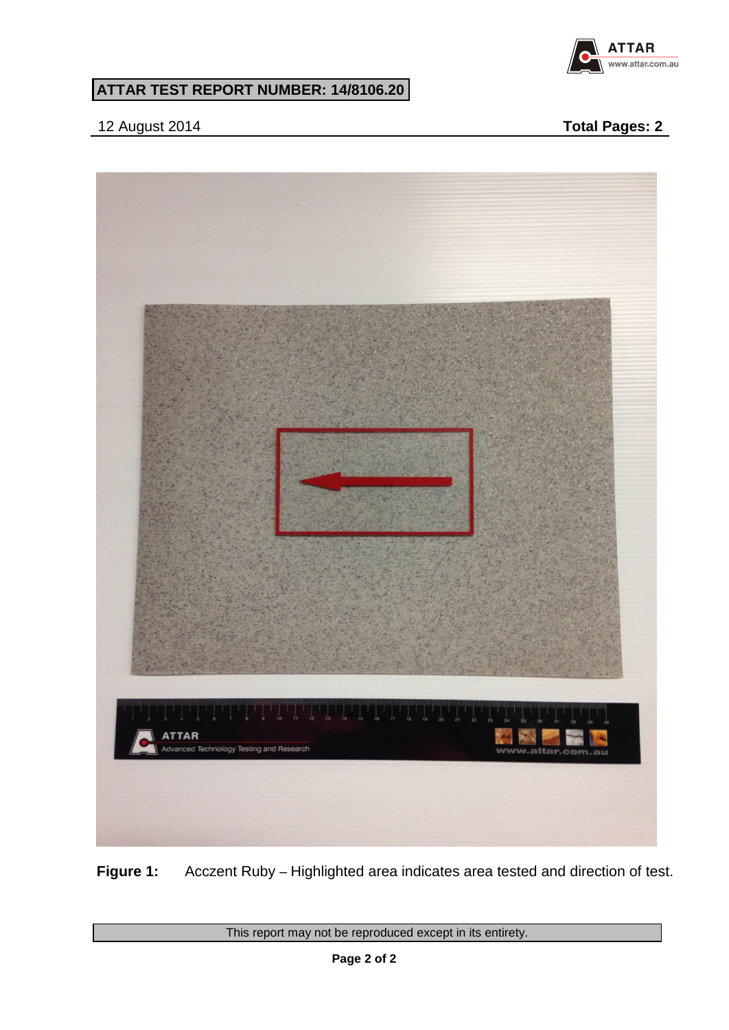**ATTAR TEST REPORT NUMBER: 14/8106.20**

12 August 2014 **Total Pages: 2**

**Figure 1:** Acczent Ruby – Highlighted area indicates area tested and direction of test.

This report may not be reproduced except in its entirety.